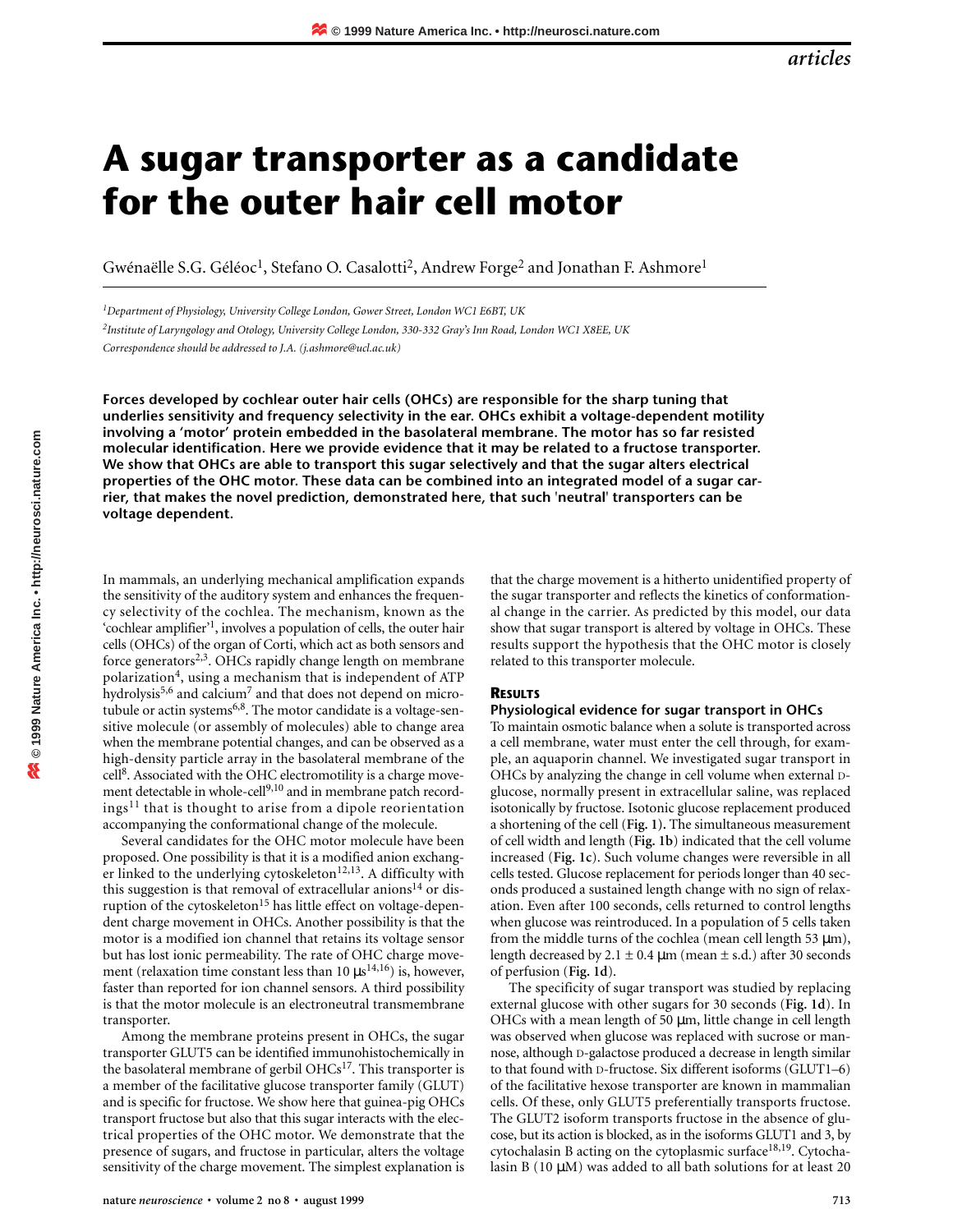*articles*

# A sugar transporter as a candidate for the outer hair cell motor

Gwénaëlle S.G. Géléoc[1], Stefano O. Casalotti[2], Andrew Forge[2] and Jonathan F. Ashmore[1]

[1]*Department of Physiology, University College London, Gower Street, London WC1 6BT, UK*

[2]*Institute of Laryngology and Otology, University College London, 330-332 Gray's Inn Road, London WC1 X8EE, UK*

*Correspondence should be addressed to J.A. (j.ashmore@ucl.ac.uk)*

**Forces developed by cochlear outer hair cells (OHCs) are responsible for the sharp tuning that underlies sensitivity and frequency selectivity in the ear. OHCs exhibit a voltage-dependent motility involving a 'motor' protein embedded in the basolateral membrane. The motor has so far resisted molecular identification. Here we provide evidence that it may be related to a fructose transporter. We show that OHCs are able to transport this sugar selectively and that the sugar alters electrical properties of the OHC motor. These data can be combined into an integrated model of a sugar carrier, that makes the novel prediction, demonstrated here, that such 'neutral' transporters can be voltage dependent.**

In mammals, an underlying mechanical amplification expands the sensitivity of the auditory system and enhances the frequency selectivity of the cochlea. The mechanism, known as the 'cochlear amplifier'[1], involves a population of cells, the outer hair cells (OHCs) of the organ of Corti, which act as both sensors and force generators[2,3]. OHCs rapidly change length on membrane polarization[4], using a mechanism that is independent of ATP hydrolysis[5,6] and calcium[7] and that does not depend on microtubule or actin systems[6,8]. The motor candidate is a voltage-sensitive molecule (or assembly of molecules) able to change area when the membrane potential changes, and can be observed as a high-density particle array in the basolateral membrane of the cell[8]. Associated with the OHC electromotility is a charge movement detectable in whole-cell[9,10] and in membrane patch recordings[11] that is thought to arise from a dipole reorientation accompanying the conformational change of the molecule.

Several candidates for the OHC motor molecule have been proposed. One possibility is that it is a modified anion exchanger linked to the underlying cytoskeleton[12,13]. A difficulty with this suggestion is that removal of extracellular anions[14] or disruption of the cytoskeleton[15] has little effect on voltage-dependent charge movement in OHCs. Another possibility is that the motor is a modified ion channel that retains its voltage sensor but has lost ionic permeability. The rate of OHC charge movement (relaxation time constant less than 10 μs[14,16]) is, however, faster than reported for ion channel sensors. A third possibility is that the motor molecule is an electroneutral transmembrane transporter.

Among the membrane proteins present in OHCs, the sugar transporter GLUT5 can be identified immunohistochemically in the basolateral membrane of gerbil OHCs[17]. This transporter is a member of the facilitative glucose transporter family (GLUT) and is specific for fructose. We show here that guinea-pig OHCs transport fructose but also that this sugar interacts with the electrical properties of the OHC motor. We demonstrate that the presence of sugars, and fructose in particular, alters the voltage sensitivity of the charge movement. The simplest explanation is that the charge movement is a hitherto unidentified property of the sugar transporter and reflects the kinetics of conformational change in the carrier. As predicted by this model, our data show that sugar transport is altered by voltage in OHCs. These results support the hypothesis that the OHC motor is closely related to this transporter molecule.

## Results

### Physiological evidence for sugar transport in OHCs

To maintain osmotic balance when a solute is transported across a cell membrane, water must enter the cell through, for example, an aquaporin channel. We investigated sugar transport in OHCs by analyzing the change in cell volume when external D-glucose, normally present in extracellular saline, was replaced isotonically by fructose. Isotonic glucose replacement produced a shortening of the cell (**Fig. 1**). The simultaneous measurement of cell width and length (**Fig. 1b**) indicated that the cell volume increased (**Fig. 1c**). Such volume changes were reversible in all cells tested. Glucose replacement for periods longer than 40 seconds produced a sustained length change with no sign of relaxation. Even after 100 seconds, cells returned to control lengths when glucose was reintroduced. In a population of 5 cells taken from the middle turns of the cochlea (mean cell length 53 μm), length decreased by 2.1 ± 0.4 μm (mean ± s.d.) after 30 seconds of perfusion (**Fig. 1d**).

The specificity of sugar transport was studied by replacing external glucose with other sugars for 30 seconds (**Fig. 1d**). In OHCs with a mean length of 50 μm, little change in cell length was observed when glucose was replaced with sucrose or mannose, although D-galactose produced a decrease in length similar to that found with D-fructose. Six different isoforms (GLUT1–6) of the facilitative hexose transporter are known in mammalian cells. Of these, only GLUT5 preferentially transports fructose. The GLUT2 isoform transports fructose in the absence of glucose, but its action is blocked, as in the isoforms GLUT1 and 3, by cytochalasin B acting on the cytoplasmic surface[18,19]. Cytochalasin B (10 μM) was added to all bath solutions for at least 20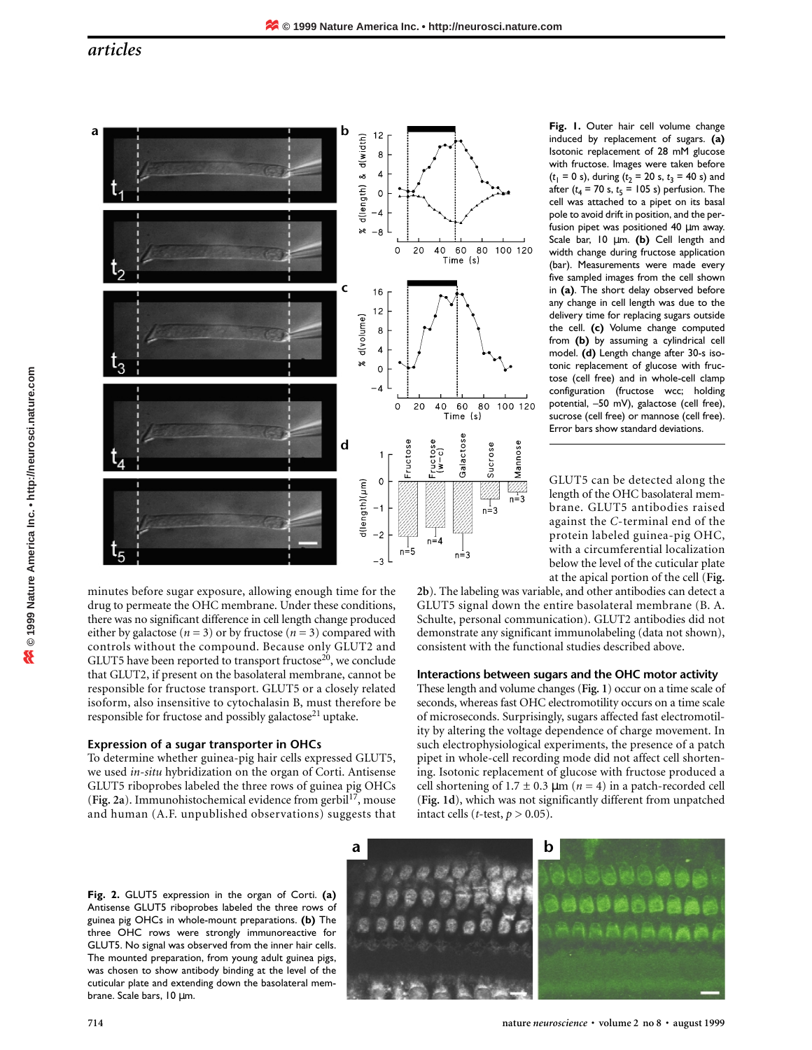**Fig. 1.** Outer hair cell volume change induced by replacement of sugars. **(a)** Isotonic replacement of 28 mM glucose with fructose. Images were taken before ($t_1$ = 0 s), during ($t_2$ = 20 s, $t_3$ = 40 s) and after ($t_4$ = 70 s, $t_5$ = 105 s) perfusion. The cell was attached to a pipet on its basal pole to avoid drift in position, and the perfusion pipet was positioned 40 µm away. Scale bar, 10 µm. **(b)** Cell length and width change during fructose application (bar). Measurements were made every five sampled images from the cell shown in **(a)**. The short delay observed before any change in cell length was due to the delivery time for replacing sugars outside the cell. **(c)** Volume change computed from **(b)** by assuming a cylindrical cell model. **(d)** Length change after 30-s isotonic replacement of glucose with fructose (cell free) and in whole-cell clamp configuration (fructose wcc; holding potential, –50 mV), galactose (cell free), sucrose (cell free) or mannose (cell free). Error bars show standard deviations.

minutes before sugar exposure, allowing enough time for the drug to permeate the OHC membrane. Under these conditions, there was no significant difference in cell length change produced either by galactose ($n = 3$) or by fructose ($n = 3$) compared with controls without the compound. Because only GLUT2 and GLUT5 have been reported to transport fructose[20], we conclude that GLUT2, if present on the basolateral membrane, cannot be responsible for fructose transport. GLUT5 or a closely related isoform, also insensitive to cytochalasin B, must therefore be responsible for fructose and possibly galactose[21] uptake.

### Expression of a sugar transporter in OHCs

To determine whether guinea-pig hair cells expressed GLUT5, we used *in-situ* hybridization on the organ of Corti. Antisense GLUT5 riboprobes labeled the three rows of guinea pig OHCs (**Fig. 2a**). Immunohistochemical evidence from gerbil[17], mouse and human (A.F. unpublished observations) suggests that GLUT5 can be detected along the length of the OHC basolateral membrane. GLUT5 antibodies raised against the *C*-terminal end of the protein labeled guinea-pig OHC, with a circumferential localization below the level of the cuticular plate at the apical portion of the cell (**Fig. 2b**). The labeling was variable, and other antibodies can detect a GLUT5 signal down the entire basolateral membrane (B. A. Schulte, personal communication). GLUT2 antibodies did not demonstrate any significant immunolabeling (data not shown), consistent with the functional studies described above.

### Interactions between sugars and the OHC motor activity

These length and volume changes (**Fig. 1**) occur on a time scale of seconds, whereas fast OHC electromotility occurs on a time scale of microseconds. Surprisingly, sugars affected fast electromotility by altering the voltage dependence of charge movement. In such electrophysiological experiments, the presence of a patch pipet in whole-cell recording mode did not affect cell shortening. Isotonic replacement of glucose with fructose produced a cell shortening of $1.7 \pm 0.3$ µm ($n = 4$) in a patch-recorded cell (**Fig. 1d**), which was not significantly different from unpatched intact cells ($t$-test, $p > 0.05$).

**Fig. 2.** GLUT5 expression in the organ of Corti. **(a)** Antisense GLUT5 riboprobes labeled the three rows of guinea pig OHCs in whole-mount preparations. **(b)** The three OHC rows were strongly immunoreactive for GLUT5. No signal was observed from the inner hair cells. The mounted preparation, from young adult guinea pigs, was chosen to show antibody binding at the level of the cuticular plate and extending down the basolateral membrane. Scale bars, 10 µm.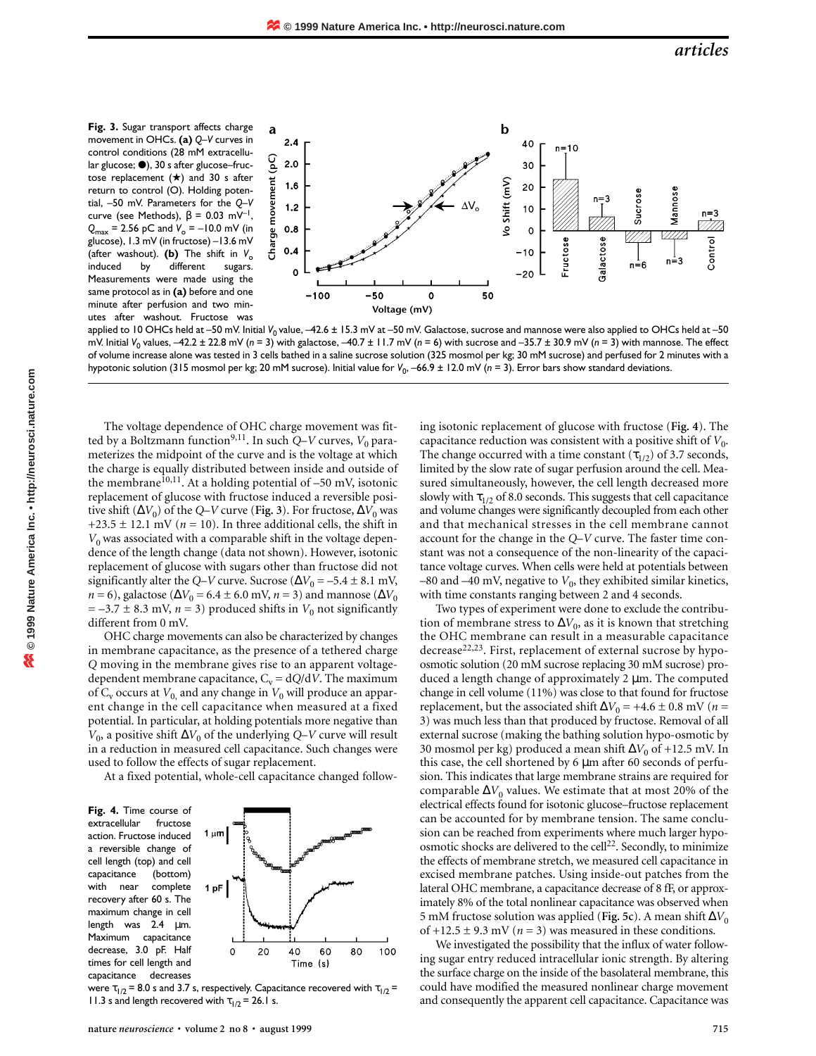**Fig. 3.** Sugar transport affects charge movement in OHCs. **(a)** $Q$–$V$ curves in control conditions (28 mM extracellular glucose; ●), 30 s after glucose–fructose replacement (★) and 30 s after return to control (O). Holding potential, –50 mV. Parameters for the $Q$–$V$ curve (see Methods), $\beta$ = 0.03 mV$^{-1}$, $Q_{max}$ = 2.56 pC and $V_o$ = –10.0 mV (in glucose), 1.3 mV (in fructose) –13.6 mV (after washout). **(b)** The shift in $V_o$ induced by different sugars. Measurements were made using the same protocol as in **(a)** before and one minute after perfusion and two minutes after washout. Fructose was applied to 10 OHCs held at –50 mV. Initial $V_0$ value, –42.6 ± 15.3 mV at –50 mV. Galactose, sucrose and mannose were also applied to OHCs held at –50 mV. Initial $V_0$ values, –42.2 ± 22.8 mV ($n$ = 3) with galactose, –40.7 ± 11.7 mV ($n$ = 6) with sucrose and –35.7 ± 30.9 mV ($n$ = 3) with mannose. The effect of volume increase alone was tested in 3 cells bathed in a saline sucrose solution (325 mosmol per kg; 30 mM sucrose) and perfused for 2 minutes with a hypotonic solution (315 mosmol per kg; 20 mM sucrose). Initial value for $V_0$, –66.9 ± 12.0 mV ($n$ = 3). Error bars show standard deviations.

The voltage dependence of OHC charge movement was fitted by a Boltzmann function[9,11]. In such $Q$–$V$ curves, $V_0$ parameterizes the midpoint of the curve and is the voltage at which the charge is equally distributed between inside and outside of the membrane[10,11]. At a holding potential of –50 mV, isotonic replacement of glucose with fructose induced a reversible positive shift ($\Delta V_0$) of the $Q$–$V$ curve (**Fig. 3**). For fructose, $\Delta V_0$ was +23.5 ± 12.1 mV ($n$ = 10). In three additional cells, the shift in $V_0$ was associated with a comparable shift in the voltage dependence of the length change (data not shown). However, isotonic replacement of glucose with sugars other than fructose did not significantly alter the $Q$–$V$ curve. Sucrose ($\Delta V_0$ = –5.4 ± 8.1 mV, $n$ = 6), galactose ($\Delta V_0$ = 6.4 ± 6.0 mV, $n$ = 3) and mannose ($\Delta V_0$ = –3.7 ± 8.3 mV, $n$ = 3) produced shifts in $V_0$ not significantly different from 0 mV.

OHC charge movements can also be characterized by changes in membrane capacitance, as the presence of a tethered charge $Q$ moving in the membrane gives rise to an apparent voltage-dependent membrane capacitance, $C_v = dQ/dV$. The maximum of $C_v$ occurs at $V_0$, and any change in $V_0$ will produce an apparent change in the cell capacitance when measured at a fixed potential. In particular, at holding potentials more negative than $V_0$, a positive shift $\Delta V_0$ of the underlying $Q$–$V$ curve will result in a reduction in measured cell capacitance. Such changes were used to follow the effects of sugar replacement.

At a fixed potential, whole-cell capacitance changed following isotonic replacement of glucose with fructose (**Fig. 4**). The capacitance reduction was consistent with a positive shift of $V_0$. The change occurred with a time constant ($\tau_{1/2}$) of 3.7 seconds, limited by the slow rate of sugar perfusion around the cell. Measured simultaneously, however, the cell length decreased more slowly with $\tau_{1/2}$ of 8.0 seconds. This suggests that cell capacitance and volume changes were significantly decoupled from each other and that mechanical stresses in the cell membrane cannot account for the change in the $Q$–$V$ curve. The faster time constant was not a consequence of the non-linearity of the capacitance voltage curves. When cells were held at potentials between –80 and –40 mV, negative to $V_0$, they exhibited similar kinetics, with time constants ranging between 2 and 4 seconds.

Two types of experiment were done to exclude the contribution of membrane stress to $\Delta V_0$, as it is known that stretching the OHC membrane can result in a measurable capacitance decrease[22,23]. First, replacement of external sucrose by hypo-osmotic solution (20 mM sucrose replacing 30 mM sucrose) produced a length change of approximately 2 µm. The computed change in cell volume (11%) was close to that found for fructose replacement, but the associated shift $\Delta V_0$ = +4.6 ± 0.8 mV ($n$ = 3) was much less than that produced by fructose. Removal of all external sucrose (making the bathing solution hypo-osmotic by 30 mosmol per kg) produced a mean shift $\Delta V_0$ of +12.5 mV. In this case, the cell shortened by 6 µm after 60 seconds of perfusion. This indicates that large membrane strains are required for comparable $\Delta V_0$ values. We estimate that at most 20% of the electrical effects found for isotonic glucose–fructose replacement can be accounted for by membrane tension. The same conclusion can be reached from experiments where much larger hypo-osmotic shocks are delivered to the cell[22]. Secondly, to minimize the effects of membrane stretch, we measured cell capacitance in excised membrane patches. Using inside-out patches from the lateral OHC membrane, a capacitance decrease of 8 fF, or approximately 8% of the total nonlinear capacitance was observed when 5 mM fructose solution was applied (**Fig. 5c**). A mean shift $\Delta V_0$ of +12.5 ± 9.3 mV ($n$ = 3) was measured in these conditions.

We investigated the possibility that the influx of water following sugar entry reduced intracellular ionic strength. By altering the surface charge on the inside of the basolateral membrane, this could have modified the measured nonlinear charge movement and consequently the apparent cell capacitance. Capacitance was

**Fig. 4.** Time course of extracellular fructose action. Fructose induced a reversible change of cell length (top) and cell capacitance (bottom) with near complete recovery after 60 s. The maximum change in cell length was 2.4 µm. Maximum capacitance decrease, 3.0 pF. Half times for cell length and capacitance decreases were $\tau_{1/2}$ = 8.0 s and 3.7 s, respectively. Capacitance recovered with $\tau_{1/2}$ = 11.3 s and length recovered with $\tau_{1/2}$ = 26.1 s.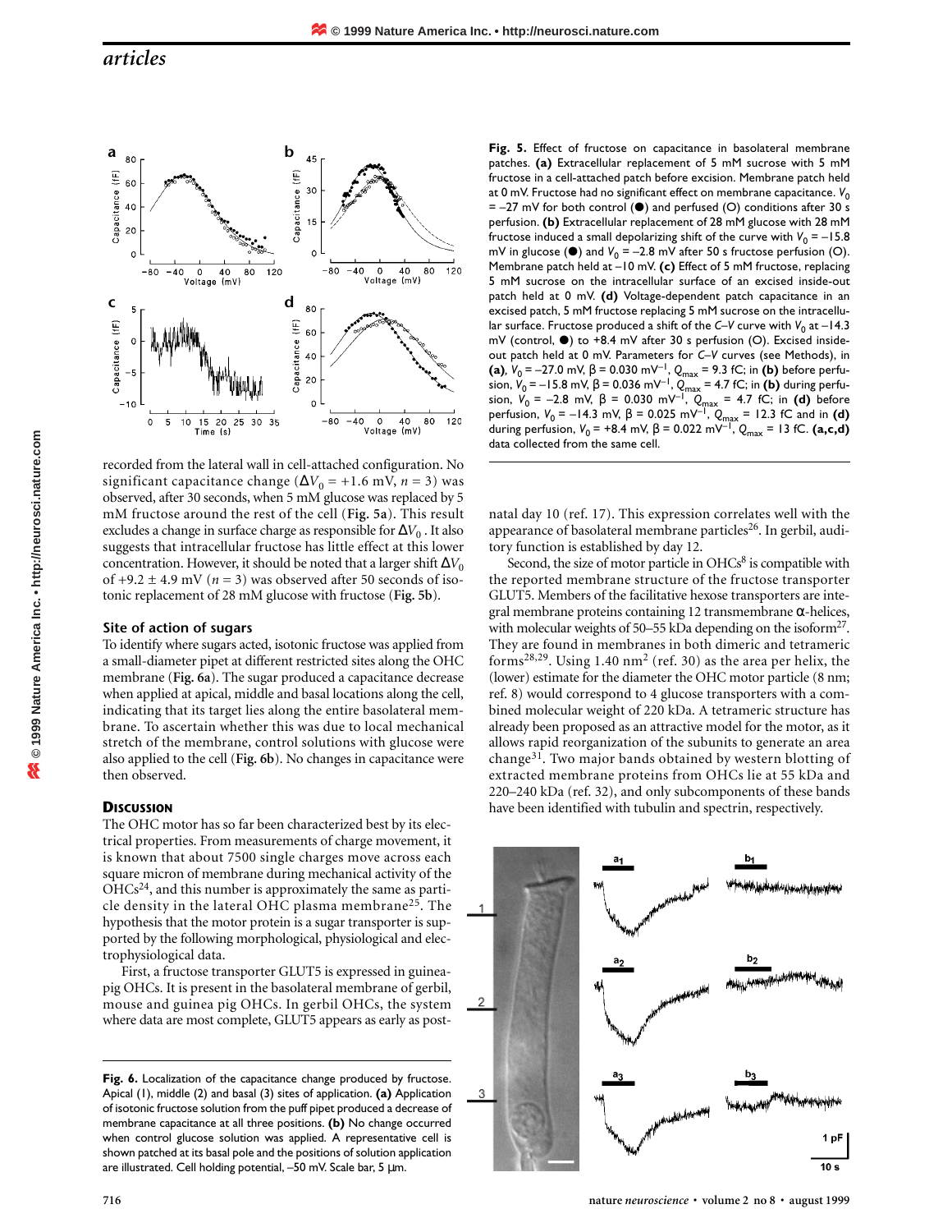Fig. 5. Effect of fructose on capacitance in basolateral membrane patches. **(a)** Extracellular replacement of 5 mM sucrose with 5 mM fructose in a cell-attached patch before excision. Membrane patch held at 0 mV. Fructose had no significant effect on membrane capacitance. $V_0$ = –27 mV for both control (●) and perfused (O) conditions after 30 s perfusion. **(b)** Extracellular replacement of 28 mM glucose with 28 mM fructose induced a small depolarizing shift of the curve with $V_0$ = –15.8 mV in glucose (●) and $V_0$ = –2.8 mV after 50 s fructose perfusion (O). Membrane patch held at –10 mV. **(c)** Effect of 5 mM fructose, replacing 5 mM sucrose on the intracellular surface of an excised inside-out patch held at 0 mV. **(d)** Voltage-dependent patch capacitance in an excised patch, 5 mM fructose replacing 5 mM sucrose on the intracellular surface. Fructose produced a shift of the *C–V* curve with $V_0$ at –14.3 mV (control, ●) to +8.4 mV after 30 s perfusion (O). Excised inside-out patch held at 0 mV. Parameters for *C–V* curves (see Methods), in **(a)**, $V_0$ = –27.0 mV, $\beta$ = 0.030 $mV^{-1}$, $Q_{max}$ = 9.3 fC; in **(b)** before perfusion, $V_0$ = –15.8 mV, $\beta$ = 0.036 $mV^{-1}$, $Q_{max}$ = 4.7 fC; in **(b)** during perfusion, $V_0$ = –2.8 mV, $\beta$ = 0.030 $mV^{-1}$, $Q_{max}$ = 4.7 fC; in **(d)** before perfusion, $V_0$ = –14.3 mV, $\beta$ = 0.025 $mV^{-1}$, $Q_{max}$ = 12.3 fC and in **(d)** during perfusion, $V_0$ = +8.4 mV, $\beta$ = 0.022 $mV^{-1}$, $Q_{max}$ = 13 fC. **(a,c,d)** data collected from the same cell.

recorded from the lateral wall in cell-attached configuration. No significant capacitance change ($\Delta V_0$ = +1.6 mV, $n$ = 3) was observed, after 30 seconds, when 5 mM glucose was replaced by 5 mM fructose around the rest of the cell (**Fig. 5a**). This result excludes a change in surface charge as responsible for $\Delta V_0$. It also suggests that intracellular fructose has little effect at this lower concentration. However, it should be noted that a larger shift $\Delta V_0$ of +9.2 ± 4.9 mV ($n$ = 3) was observed after 50 seconds of isotonic replacement of 28 mM glucose with fructose (**Fig. 5b**).

### Site of action of sugars

To identify where sugars acted, isotonic fructose was applied from a small-diameter pipet at different restricted sites along the OHC membrane (**Fig. 6a**). The sugar produced a capacitance decrease when applied at apical, middle and basal locations along the cell, indicating that its target lies along the entire basolateral membrane. To ascertain whether this was due to local mechanical stretch of the membrane, control solutions with glucose were also applied to the cell (**Fig. 6b**). No changes in capacitance were then observed.

## Discussion

The OHC motor has so far been characterized best by its electrical properties. From measurements of charge movement, it is known that about 7500 single charges move across each square micron of membrane during mechanical activity of the OHCs[24], and this number is approximately the same as particle density in the lateral OHC plasma membrane[25]. The hypothesis that the motor protein is a sugar transporter is supported by the following morphological, physiological and electrophysiological data.

First, a fructose transporter GLUT5 is expressed in guinea-pig OHCs. It is present in the basolateral membrane of gerbil, mouse and guinea pig OHCs. In gerbil OHCs, the system where data are most complete, GLUT5 appears as early as postnatal day 10 (ref. 17). This expression correlates well with the appearance of basolateral membrane particles[26]. In gerbil, auditory function is established by day 12.

Second, the size of motor particle in OHCs[8] is compatible with the reported membrane structure of the fructose transporter GLUT5. Members of the facilitative hexose transporters are integral membrane proteins containing 12 transmembrane α-helices, with molecular weights of 50–55 kDa depending on the isoform[27]. They are found in membranes in both dimeric and tetrameric forms[28,29]. Using 1.40 $nm^2$ (ref. 30) as the area per helix, the (lower) estimate for the diameter the OHC motor particle (8 nm; ref. 8) would correspond to 4 glucose transporters with a combined molecular weight of 220 kDa. A tetrameric structure has already been proposed as an attractive model for the motor, as it allows rapid reorganization of the subunits to generate an area change[31]. Two major bands obtained by western blotting of extracted membrane proteins from OHCs lie at 55 kDa and 220–240 kDa (ref. 32), and only subcomponents of these bands have been identified with tubulin and spectrin, respectively.

Fig. 6. Localization of the capacitance change produced by fructose. Apical (1), middle (2) and basal (3) sites of application. **(a)** Application of isotonic fructose solution from the puff pipet produced a decrease of membrane capacitance at all three positions. **(b)** No change occurred when control glucose solution was applied. A representative cell is shown patched at its basal pole and the positions of solution application are illustrated. Cell holding potential, –50 mV. Scale bar, 5 µm.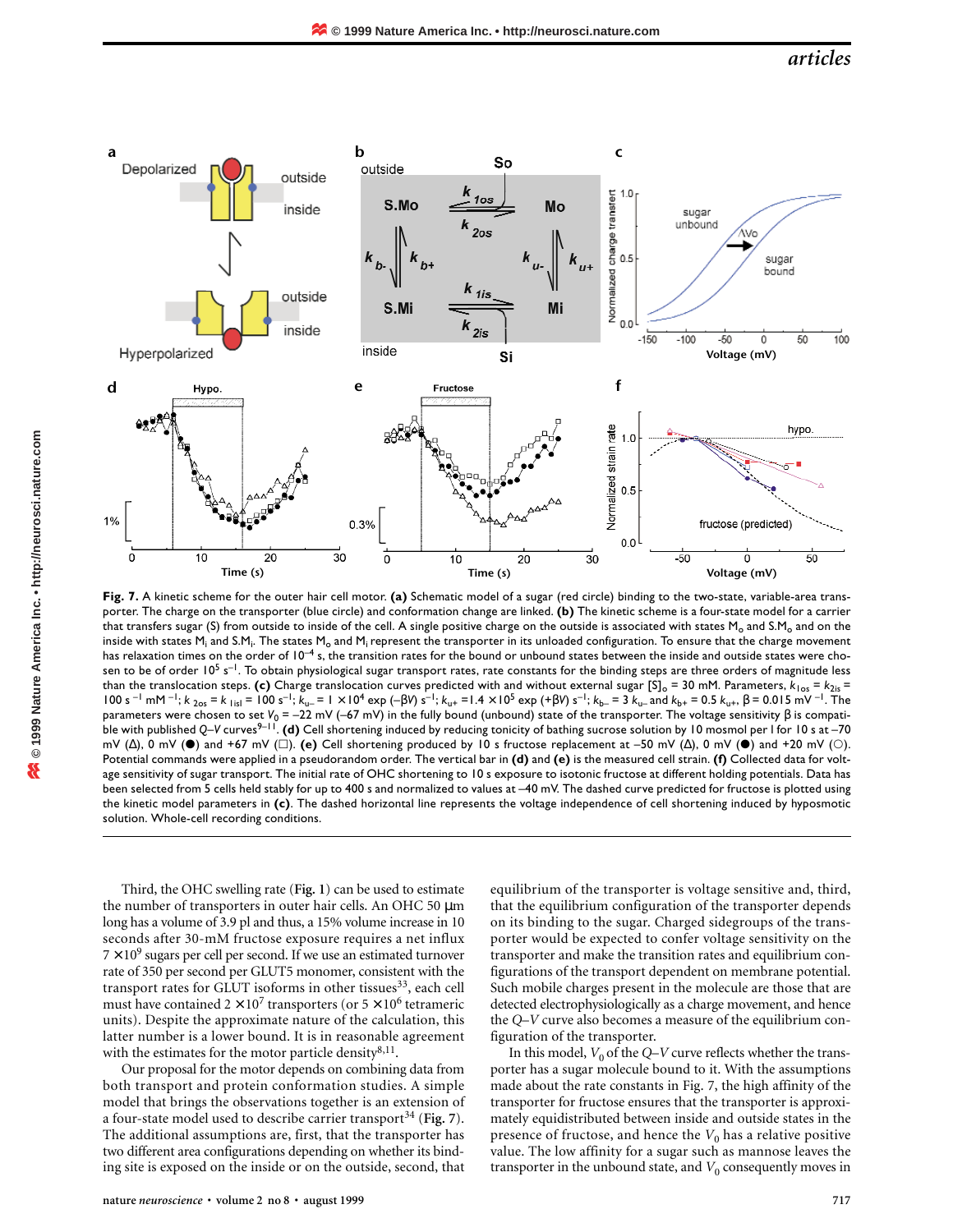**Fig. 7.** A kinetic scheme for the outer hair cell motor. **(a)** Schematic model of a sugar (red circle) binding to the two-state, variable-area transporter. The charge on the transporter (blue circle) and conformation change are linked. **(b)** The kinetic scheme is a four-state model for a carrier that transfers sugar (S) from outside to inside of the cell. A single positive charge on the outside is associated with states $M_o$ and $S.M_o$ and on the inside with states $M_i$ and $S.M_i$. The states $M_o$ and $M_i$ represent the transporter in its unloaded configuration. To ensure that the charge movement has relaxation times on the order of $10^{-4}$ s, the transition rates for the bound or unbound states between the inside and outside states were chosen to be of order $10^5$ $s^{-1}$. To obtain physiological sugar transport rates, rate constants for the binding steps are three orders of magnitude less than the translocation steps. **(c)** Charge translocation curves predicted with and without external sugar $[S]_o$ = 30 mM. Parameters, $k_{1os} = k_{2is}$ = 100 $s^{-1}$ $mM^{-1}$; $k_{2os} = k_{1is}$ = 100 $s^{-1}$; $k_{u-} = 1 \times 10^4 \exp(-\beta V)$ $s^{-1}$; $k_{u+} = 1.4 \times 10^5 \exp(+\beta V)$ $s^{-1}$; $k_{b-} = 3\ k_{u-}$ and $k_{b+} = 0.5\ k_{u+}$, $\beta$ = 0.015 $mV^{-1}$. The parameters were chosen to set $V_0$ = –22 mV (–67 mV) in the fully bound (unbound) state of the transporter. The voltage sensitivity $\beta$ is compatible with published $Q$–$V$ curves[9–11]. **(d)** Cell shortening induced by reducing tonicity of bathing sucrose solution by 10 mosmol per l for 10 s at –70 mV (Δ), 0 mV (●) and +67 mV (□). **(e)** Cell shortening produced by 10 s fructose replacement at –50 mV (Δ), 0 mV (●) and +20 mV (○). Potential commands were applied in a pseudorandom order. The vertical bar in **(d)** and **(e)** is the measured cell strain. **(f)** Collected data for voltage sensitivity of sugar transport. The initial rate of OHC shortening to 10 s exposure to isotonic fructose at different holding potentials. Data has been selected from 5 cells held stably for up to 400 s and normalized to values at –40 mV. The dashed curve predicted for fructose is plotted using the kinetic model parameters in **(c)**. The dashed horizontal line represents the voltage independence of cell shortening induced by hyposmotic solution. Whole-cell recording conditions.

Third, the OHC swelling rate (**Fig. 1**) can be used to estimate the number of transporters in outer hair cells. An OHC 50 µm long has a volume of 3.9 pl and thus, a 15% volume increase in 10 seconds after 30-mM fructose exposure requires a net influx $7 \times 10^9$ sugars per cell per second. If we use an estimated turnover rate of 350 per second per GLUT5 monomer, consistent with the transport rates for GLUT isoforms in other tissues[33], each cell must have contained $2 \times 10^7$ transporters (or $5 \times 10^6$ tetrameric units). Despite the approximate nature of the calculation, this latter number is a lower bound. It is in reasonable agreement with the estimates for the motor particle density[8,11].

Our proposal for the motor depends on combining data from both transport and protein conformation studies. A simple model that brings the observations together is an extension of a four-state model used to describe carrier transport[34] (**Fig. 7**). The additional assumptions are, first, that the transporter has two different area configurations depending on whether its binding site is exposed on the inside or on the outside, second, that equilibrium of the transporter is voltage sensitive and, third, that the equilibrium configuration of the transporter depends on its binding to the sugar. Charged sidegroups of the transporter would be expected to confer voltage sensitivity on the transporter and make the transition rates and equilibrium configurations of the transport dependent on membrane potential. Such mobile charges present in the molecule are those that are detected electrophysiologically as a charge movement, and hence the $Q$–$V$ curve also becomes a measure of the equilibrium configuration of the transporter.

In this model, $V_0$ of the $Q$–$V$ curve reflects whether the transporter has a sugar molecule bound to it. With the assumptions made about the rate constants in Fig. 7, the high affinity of the transporter for fructose ensures that the transporter is approximately equidistributed between inside and outside states in the presence of fructose, and hence the $V_0$ has a relative positive value. The low affinity for a sugar such as mannose leaves the transporter in the unbound state, and $V_0$ consequently moves in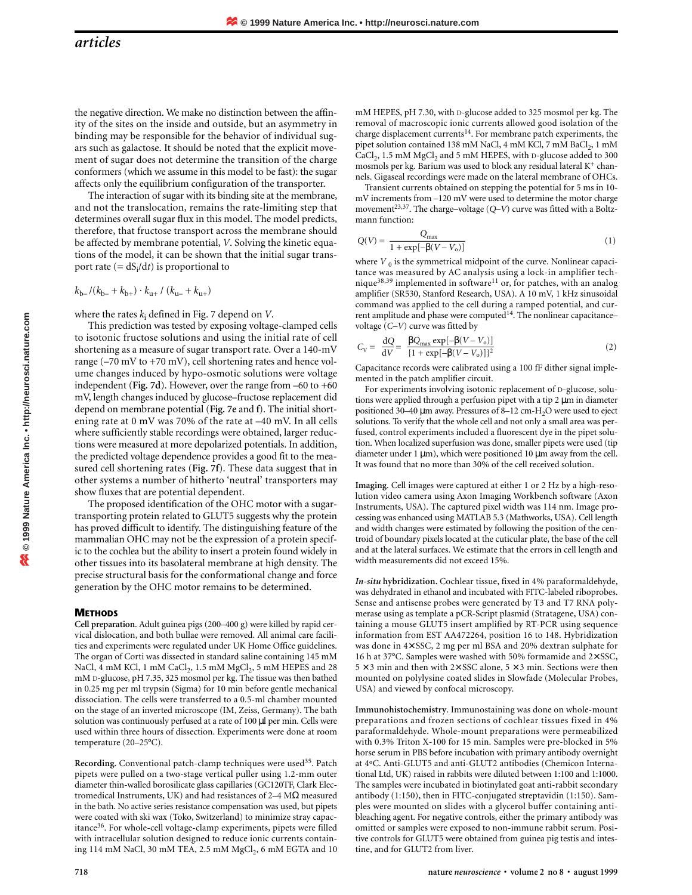the negative direction. We make no distinction between the affinity of the sites on the inside and outside, but an asymmetry in binding may be responsible for the behavior of individual sugars such as galactose. It should be noted that the explicit movement of sugar does not determine the transition of the charge conformers (which we assume in this model to be fast): the sugar affects only the equilibrium configuration of the transporter.

The interaction of sugar with its binding site at the membrane, and not the translocation, remains the rate-limiting step that determines overall sugar flux in this model. The model predicts, therefore, that fructose transport across the membrane should be affected by membrane potential, $V$. Solving the kinetic equations of the model, it can be shown that the initial sugar transport rate ($= dS_i/dt$) is proportional to

$$k_{b-}/(k_{b-} + k_{b+}) \cdot k_{u+} / (k_{u-} + k_{u+})$$

where the rates $k_i$ defined in Fig. 7 depend on $V$.

This prediction was tested by exposing voltage-clamped cells to isotonic fructose solutions and using the initial rate of cell shortening as a measure of sugar transport rate. Over a 140-mV range (–70 mV to +70 mV), cell shortening rates and hence volume changes induced by hypo-osmotic solutions were voltage independent (**Fig. 7d**). However, over the range from –60 to +60 mV, length changes induced by glucose–fructose replacement did depend on membrane potential (**Fig. 7e** and **f**). The initial shortening rate at 0 mV was 70% of the rate at –40 mV. In all cells where sufficiently stable recordings were obtained, larger reductions were measured at more depolarized potentials. In addition, the predicted voltage dependence provides a good fit to the measured cell shortening rates (**Fig. 7f**). These data suggest that in other systems a number of hitherto 'neutral' transporters may show fluxes that are potential dependent.

The proposed identification of the OHC motor with a sugar-transporting protein related to GLUT5 suggests why the protein has proved difficult to identify. The distinguishing feature of the mammalian OHC may not be the expression of a protein specific to the cochlea but the ability to insert a protein found widely in other tissues into its basolateral membrane at high density. The precise structural basis for the conformational change and force generation by the OHC motor remains to be determined.

## Methods

**Cell preparation**. Adult guinea pigs (200–400 g) were killed by rapid cervical dislocation, and both bullae were removed. All animal care facilities and experiments were regulated under UK Home Office guidelines. The organ of Corti was dissected in standard saline containing 145 mM NaCl, 4 mM KCl, 1 mM $CaCl_2$, 1.5 mM $MgCl_2$, 5 mM HEPES and 28 mM D-glucose, pH 7.35, 325 mosmol per kg. The tissue was then bathed in 0.25 mg per ml trypsin (Sigma) for 10 min before gentle mechanical dissociation. The cells were transferred to a 0.5-ml chamber mounted on the stage of an inverted microscope (IM, Zeiss, Germany). The bath solution was continuously perfused at a rate of 100 µl per min. Cells were used within three hours of dissection. Experiments were done at room temperature (20–25°C).

**Recording.** Conventional patch-clamp techniques were used[35]. Patch pipets were pulled on a two-stage vertical puller using 1.2-mm outer diameter thin-walled borosilicate glass capillaries (GC120TF, Clark Electromedical Instruments, UK) and had resistances of 2–4 MΩ measured in the bath. No active series resistance compensation was used, but pipets were coated with ski wax (Toko, Switzerland) to minimize stray capacitance[36]. For whole-cell voltage-clamp experiments, pipets were filled with intracellular solution designed to reduce ionic currents containing 114 mM NaCl, 30 mM TEA, 2.5 mM $MgCl_2$, 6 mM EGTA and 10 mM HEPES, pH 7.30, with D-glucose added to 325 mosmol per kg. The removal of macroscopic ionic currents allowed good isolation of the charge displacement currents[14]. For membrane patch experiments, the pipet solution contained 138 mM NaCl, 4 mM KCl, 7 mM $BaCl_2$, 1 mM $CaCl_2$, 1.5 mM $MgCl_2$ and 5 mM HEPES, with D-glucose added to 300 mosmols per kg. Barium was used to block any residual lateral $K^+$ channels. Gigaseal recordings were made on the lateral membrane of OHCs.

Transient currents obtained on stepping the potential for 5 ms in 10-mV increments from –120 mV were used to determine the motor charge movement[23,37]. The charge–voltage ($Q$–$V$) curve was fitted with a Boltzmann function:

$$Q(V) = \frac{Q_{max}}{1 + \exp[-\beta(V - V_o)]} \tag{1}$$

where $V_0$ is the symmetrical midpoint of the curve. Nonlinear capacitance was measured by AC analysis using a lock-in amplifier technique[38,39] implemented in software[11] or, for patches, with an analog amplifier (SR530, Stanford Research, USA). A 10 mV, 1 kHz sinusoidal command was applied to the cell during a ramped potential, and current amplitude and phase were computed[14]. The nonlinear capacitance–voltage ($C$–$V$) curve was fitted by

$$C_V = \frac{dQ}{dV} = \frac{\beta Q_{max} \exp[-\beta(V - V_o)]}{\{1 + \exp[-\beta(V - V_o)]\}^2} \tag{2}$$

Capacitance records were calibrated using a 100 fF dither signal implemented in the patch amplifier circuit.

For experiments involving isotonic replacement of D-glucose, solutions were applied through a perfusion pipet with a tip 2 µm in diameter positioned 30–40 µm away. Pressures of 8–12 cm-$H_2O$ were used to eject solutions. To verify that the whole cell and not only a small area was perfused, control experiments included a fluorescent dye in the pipet solution. When localized superfusion was done, smaller pipets were used (tip diameter under 1 µm), which were positioned 10 µm away from the cell. It was found that no more than 30% of the cell received solution.

**Imaging**. Cell images were captured at either 1 or 2 Hz by a high-resolution video camera using Axon Imaging Workbench software (Axon Instruments, USA). The captured pixel width was 114 nm. Image processing was enhanced using MATLAB 5.3 (Mathworks, USA). Cell length and width changes were estimated by following the position of the centroid of boundary pixels located at the cuticular plate, the base of the cell and at the lateral surfaces. We estimate that the errors in cell length and width measurements did not exceed 15%.

***In-situ* hybridization.** Cochlear tissue, fixed in 4% paraformaldehyde, was dehydrated in ethanol and incubated with FITC-labeled riboprobes. Sense and antisense probes were generated by T3 and T7 RNA polymerase using as template a pCR-Script plasmid (Stratagene, USA) containing a mouse GLUT5 insert amplified by RT-PCR using sequence information from EST AA472264, position 16 to 148. Hybridization was done in 4× SSC, 2 mg per ml BSA and 20% dextran sulphate for 16 h at 37°C. Samples were washed with 50% formamide and 2× SSC, 5 × 3 min and then with 2× SSC alone, 5 × 3 min. Sections were then mounted on polylysine coated slides in Slowfade (Molecular Probes, USA) and viewed by confocal microscopy.

**Immunohistochemistry**. Immunostaining was done on whole-mount preparations and frozen sections of cochlear tissues fixed in 4% paraformaldehyde. Whole-mount preparations were permeabilized with 0.3% Triton X-100 for 15 min. Samples were pre-blocked in 5% horse serum in PBS before incubation with primary antibody overnight at 4°C. Anti-GLUT5 and anti-GLUT2 antibodies (Chemicon International Ltd, UK) raised in rabbits were diluted between 1:100 and 1:1000. The samples were incubated in biotinylated goat anti-rabbit secondary antibody (1:150), then in FITC-conjugated streptavidin (1:150). Samples were mounted on slides with a glycerol buffer containing anti-bleaching agent. For negative controls, either the primary antibody was omitted or samples were exposed to non-immune rabbit serum. Positive controls for GLUT5 were obtained from guinea pig testis and intestine, and for GLUT2 from liver.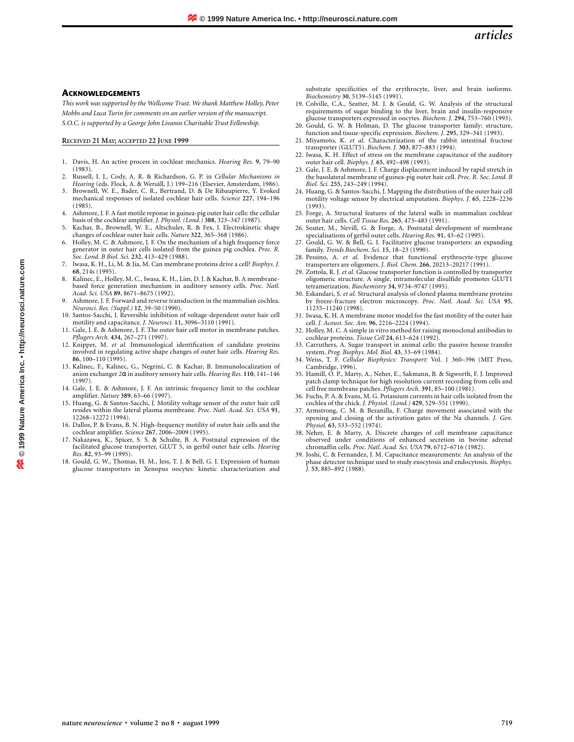## Acknowledgements

*This work was supported by the Wellcome Trust. We thank Matthew Holley, Peter Mobbs and Luca Turin for comments on an earlier version of the manuscript. S.O.C. is supported by a George John Livanos Charitable Trust Fellowship.*

RECEIVED 21 MAY; ACCEPTED 22 JUNE 1999

1. Davis, H. An active process in cochlear mechanics. *Hearing Res.* **9**, 79–90 (1983).
2. Russell, I. J., Cody, A. R. & Richardson, G. P. in *Cellular Mechanisms in Hearing* (eds. Flock, A. & Wersäll, J.) 199–216 (Elsevier, Amsterdam, 1986).
3. Brownell, W. E., Bader, C. R., Bertrand, D. & De Ribaupierre, Y. Evoked mechanical responses of isolated cochlear hair cells. *Science* **227**, 194–196 (1985).
4. Ashmore, J. F. A fast motile reponse in guinea-pig outer hair cells: the cellular basis of the cochlear amplifier. *J. Physiol. (Lond.)* **388**, 323–347 (1987).
5. Kachar, B., Brownell, W. E., Altschuler, R. & Fex, J. Electrokinetic shape changes of cochlear outer hair cells. *Nature* **322**, 365–368 (1986).
6. Holley, M. C. & Ashmore, J. F. On the mechanism of a high frequency force generator in outer hair cells isolated from the guinea pig cochlea. *Proc. R. Soc. Lond. B Biol. Sci.* **232**, 413–429 (1988).
7. Iwasa, K. H., Li, M. & Jia, M. Can membrane proteins drive a cell? *Biophys. J.* **68**, 214s (1995).
8. Kalinec, E., Holley, M. C., Iwasa, K. H., Lim, D. J. & Kachar, B. A membrane-based force generation mechanism in auditory sensory cells. *Proc. Natl. Acad. Sci. USA* **89**, 8671–8675 (1992).
9. Ashmore, J. F. Forward and reverse transduction in the mammalian cochlea. *Neurosci. Res. (Suppl.)* **12**, 39–50 (1990).
10. Santos-Sacchi, J. Reversible inhibition of voltage-dependent outer hair cell motility and capacitance. *J. Neurosci.* **11,** 3096–3110 (1991).
11. Gale, J. E. & Ashmore, J. F. The outer hair cell motor in membrane patches. *Pflugers Arch.* **434**, 267–271 (1997).
12. Knipper, M. *et al.* Immunological identification of candidate proteins involved in regulating active shape changes of outer hair cells. *Hearing Res.* **86**, 100–110 (1995).
13. Kalinec, F., Kalinec, G., Negrini, C. & Kachar, B. Immunolocalization of anion exchanger 2α in auditory sensory hair cells. *Hearing Res.* **110**, 141–146 (1997).
14. Gale, J. E. & Ashmore, J. F. An intrinsic frequency limit to the cochlear amplifier. *Nature* **389**, 63–66 (1997).
15. Huang, G. & Santos-Sacchi, J. Motility voltage sensor of the outer hair cell resides within the lateral plasma membrane. *Proc. Natl. Acad. Sci. USA* **91**, 12268–12272 (1994).
16. Dallos, P. & Evans, B. N. High-frequency motility of outer hair cells and the cochlear amplifier. *Science* **267**, 2006–2009 (1995).
17. Nakazawa, K., Spicer, S. S. & Schulte, B. A. Postnatal expression of the facilitated glucose transporter, GLUT 5, in gerbil outer hair cells. *Hearing Res.* **82**, 93–99 (1995).
18. Gould, G. W., Thomas, H. M., Jess, T. J. & Bell, G. I. Expression of human glucose transporters in Xenopus oocytes: kinetic characterization and substrate specificities of the erythrocyte, liver, and brain isoforms. *Biochemistry* **30**, 5139–5145 (1991).
19. Colville, C.A., Seatter, M. J. & Gould, G. W. Analysis of the structural requirements of sugar binding to the liver, brain and insulin-responsive glucose transporters expressed in oocytes. *Biochem. J.* **294**, 753–760 (1993).
20. Gould, G. W. & Holman, D. The glucose transporter family: structure, function and tissue-specific expression. *Biochem. J.* **295**, 329–341 (1993).
21. Miyamoto, K. *et al.* Characterization of the rabbit intestinal fructose transporter (GLUT5). *Biochem. J.* **303**, 877–883 (1994).
22. Iwasa, K. H. Effect of stress on the membrane capacitance of the auditory outer hair cell. *Biophys. J.* **65**, 492–498 (1993).
23. Gale, J. E. & Ashmore, J. F. Charge displacement induced by rapid stretch in the basolateral membrane of guinea-pig outer hair cell. *Proc. R. Soc. Lond. B Biol. Sci.* **255**, 243–249 (1994).
24. Huang, G. & Santos-Sacchi, J. Mapping the distribution of the outer hair cell motility voltage sensor by electrical amputation. *Biophys. J.* **65**, 2228–2236 (1993).
25. Forge, A. Structural features of the lateral walls in mammalian cochlear outer hair cells. *Cell Tissue Res.* **265**, 473–483 (1991).
26. Souter, M., Nevill, G. & Forge, A. Postnatal development of membrane specialisations of gerbil outer cells. *Hearing Res.* **91**, 43–62 (1995).
27. Gould, G. W. & Bell, G. I. Facilitative glucose transporters: an expanding family. *Trends Biochem. Sci.* **15**, 18–23 (1990).
28. Pessino, A. *et al.* Evidence that functional erythrocyte-type glucose transporters are oligomers. *J. Biol. Chem.* **266**, 20213–20217 (1991).
29. Zottola, R. J. *et al.* Glucose transporter function is controlled by transporter oligomeric structure. A single, intramolecular disulfide promotes GLUT1 tetramerization. *Biochemistry* **34**, 9734–9747 (1995).
30. Eskandari, S. *et al.* Structural analysis of cloned plasma membrane proteins by freeze-fracture electron microscopy. *Proc. Natl. Acad. Sci. USA* **95**, 11235–11240 (1998).
31. Iwasa, K. H. A membrane motor model for the fast motility of the outer hair cell. *J. Acoust. Soc. Am.* **96**, 2216–2224 (1994).
32. Holley, M. C. A simple in vitro method for raising monoclonal antibodies to cochlear proteins. *Tissue Cell* **24**, 613–624 (1992).
33. Carruthers, A. Sugar transport in animal cells: the passive hexose transfer system. *Prog. Biophys. Mol. Biol.* **43**, 33–69 (1984).
34. Weiss, T. F. *Cellular Biophysics: Transport:* Vol. 1 360–396 (MIT Press, Cambridge, 1996).
35. Hamill, O. P., Marty, A., Neher, E., Sakmann, B. & Sigworth, F. J. Improved patch clamp technique for high resolution current recording from cells and cell free membrane patches. *Pflugers Arch.* **391**, 85–100 (1981).
36. Fuchs, P. A. & Evans, M. G. Potassium currents in hair cells isolated from the cochlea of the chick. *J. Physiol. (Lond.)* **429**, 529–551 (1990).
37. Armstrong, C. M. & Bezanilla, F. Charge movement associated with the opening and closing of the activation gates of the Na channels. *J. Gen. Physiol.* **63**, 533–552 (1974).
38. Neher, E. & Marty, A. Discrete changes of cell membrane capacitance observed under conditions of enhanced secretion in bovine adrenal chromaffin cells. *Proc. Natl. Acad. Sci. USA* **79**, 6712–6716 (1982).
39. Joshi, C. & Fernandez, J. M. Capacitance measurements: An analysis of the phase detector technique used to study exocytosis and endocytosis. *Biophys. J.* **53**, 885–892 (1988).